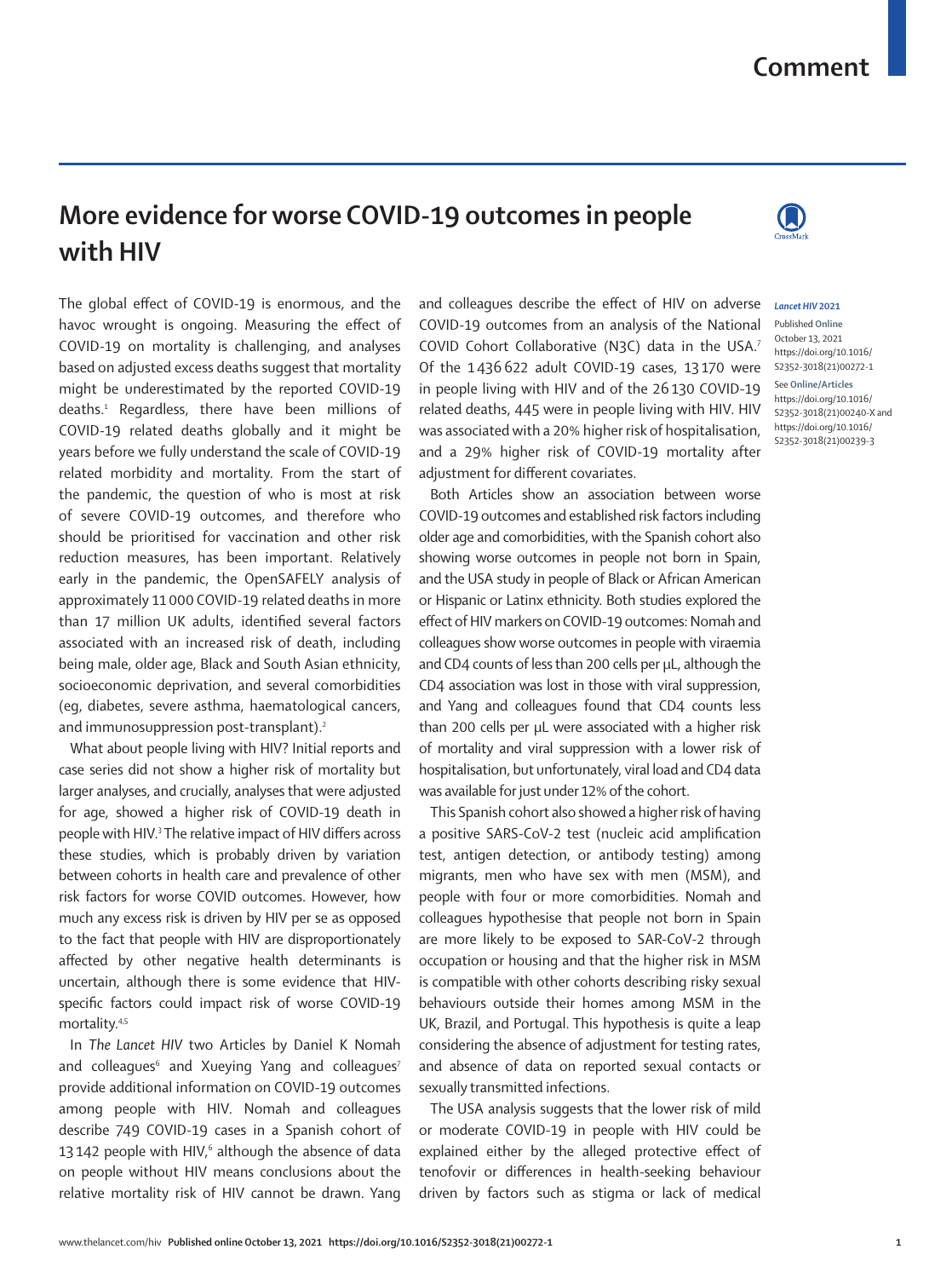# More evidence for worse COVID-19 outcomes in people with HIV

*Lancet HIV* 2021

Published Online October 13, 2021 https://doi.org/10.1016/S2352-3018(21)00272-1

See Online/Articles https://doi.org/10.1016/S2352-3018(21)00240-X and https://doi.org/10.1016/S2352-3018(21)00239-3

The global effect of COVID-19 is enormous, and the havoc wrought is ongoing. Measuring the effect of COVID-19 on mortality is challenging, and analyses based on adjusted excess deaths suggest that mortality might be underestimated by the reported COVID-19 deaths.[1] Regardless, there have been millions of COVID-19 related deaths globally and it might be years before we fully understand the scale of COVID-19 related morbidity and mortality. From the start of the pandemic, the question of who is most at risk of severe COVID-19 outcomes, and therefore who should be prioritised for vaccination and other risk reduction measures, has been important. Relatively early in the pandemic, the OpenSAFELY analysis of approximately 11 000 COVID-19 related deaths in more than 17 million UK adults, identified several factors associated with an increased risk of death, including being male, older age, Black and South Asian ethnicity, socioeconomic deprivation, and several comorbidities (eg, diabetes, severe asthma, haematological cancers, and immunosuppression post-transplant).[2]

What about people living with HIV? Initial reports and case series did not show a higher risk of mortality but larger analyses, and crucially, analyses that were adjusted for age, showed a higher risk of COVID-19 death in people with HIV.[3] The relative impact of HIV differs across these studies, which is probably driven by variation between cohorts in health care and prevalence of other risk factors for worse COVID outcomes. However, how much any excess risk is driven by HIV per se as opposed to the fact that people with HIV are disproportionately affected by other negative health determinants is uncertain, although there is some evidence that HIV-specific factors could impact risk of worse COVID-19 mortality.[4,5]

In *The Lancet HIV* two Articles by Daniel K Nomah and colleagues[6] and Xueying Yang and colleagues[7] provide additional information on COVID-19 outcomes among people with HIV. Nomah and colleagues describe 749 COVID-19 cases in a Spanish cohort of 13 142 people with HIV,[6] although the absence of data on people without HIV means conclusions about the relative mortality risk of HIV cannot be drawn. Yang and colleagues describe the effect of HIV on adverse COVID-19 outcomes from an analysis of the National COVID Cohort Collaborative (N3C) data in the USA.[7] Of the 1 436 622 adult COVID-19 cases, 13 170 were in people living with HIV and of the 26 130 COVID-19 related deaths, 445 were in people living with HIV. HIV was associated with a 20% higher risk of hospitalisation, and a 29% higher risk of COVID-19 mortality after adjustment for different covariates.

Both Articles show an association between worse COVID-19 outcomes and established risk factors including older age and comorbidities, with the Spanish cohort also showing worse outcomes in people not born in Spain, and the USA study in people of Black or African American or Hispanic or Latinx ethnicity. Both studies explored the effect of HIV markers on COVID-19 outcomes: Nomah and colleagues show worse outcomes in people with viraemia and CD4 counts of less than 200 cells per μL, although the CD4 association was lost in those with viral suppression, and Yang and colleagues found that CD4 counts less than 200 cells per μL were associated with a higher risk of mortality and viral suppression with a lower risk of hospitalisation, but unfortunately, viral load and CD4 data was available for just under 12% of the cohort.

This Spanish cohort also showed a higher risk of having a positive SARS-CoV-2 test (nucleic acid amplification test, antigen detection, or antibody testing) among migrants, men who have sex with men (MSM), and people with four or more comorbidities. Nomah and colleagues hypothesise that people not born in Spain are more likely to be exposed to SAR-CoV-2 through occupation or housing and that the higher risk in MSM is compatible with other cohorts describing risky sexual behaviours outside their homes among MSM in the UK, Brazil, and Portugal. This hypothesis is quite a leap considering the absence of adjustment for testing rates, and absence of data on reported sexual contacts or sexually transmitted infections.

The USA analysis suggests that the lower risk of mild or moderate COVID-19 in people with HIV could be explained either by the alleged protective effect of tenofovir or differences in health-seeking behaviour driven by factors such as stigma or lack of medical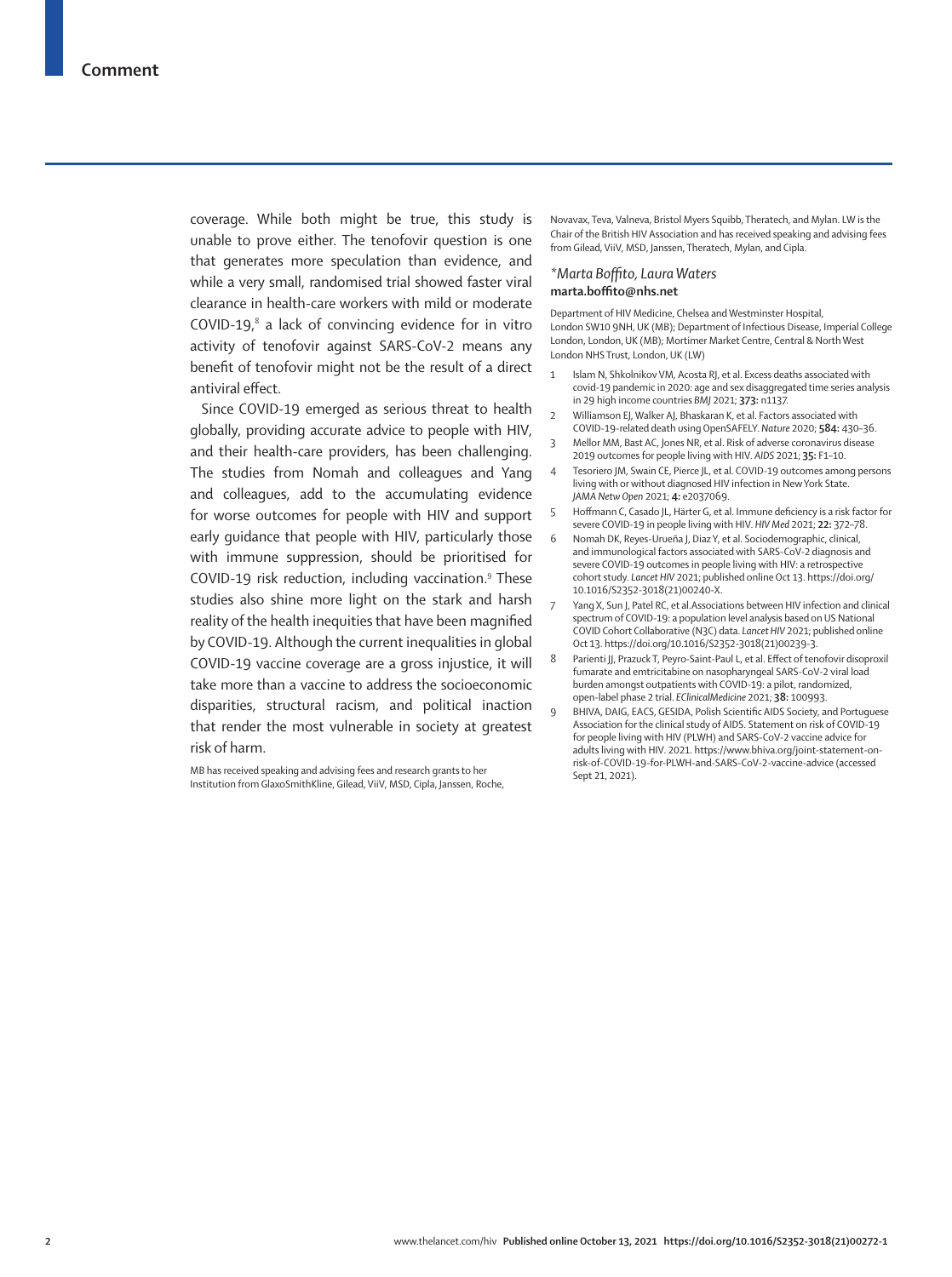coverage. While both might be true, this study is unable to prove either. The tenofovir question is one that generates more speculation than evidence, and while a very small, randomised trial showed faster viral clearance in health-care workers with mild or moderate COVID-19,[8] a lack of convincing evidence for in vitro activity of tenofovir against SARS-CoV-2 means any benefit of tenofovir might not be the result of a direct antiviral effect.

Since COVID-19 emerged as serious threat to health globally, providing accurate advice to people with HIV, and their health-care providers, has been challenging. The studies from Nomah and colleagues and Yang and colleagues, add to the accumulating evidence for worse outcomes for people with HIV and support early guidance that people with HIV, particularly those with immune suppression, should be prioritised for COVID-19 risk reduction, including vaccination.[9] These studies also shine more light on the stark and harsh reality of the health inequities that have been magnified by COVID-19. Although the current inequalities in global COVID-19 vaccine coverage are a gross injustice, it will take more than a vaccine to address the socioeconomic disparities, structural racism, and political inaction that render the most vulnerable in society at greatest risk of harm.

MB has received speaking and advising fees and research grants to her Institution from GlaxoSmithKline, Gilead, ViiV, MSD, Cipla, Janssen, Roche, Novavax, Teva, Valneva, Bristol Myers Squibb, Theratech, and Mylan. LW is the Chair of the British HIV Association and has received speaking and advising fees from Gilead, ViiV, MSD, Janssen, Theratech, Mylan, and Cipla.

*Marta Boffito, Laura Waters*
**marta.boffito@nhs.net**

Department of HIV Medicine, Chelsea and Westminster Hospital, London SW10 9NH, UK (MB); Department of Infectious Disease, Imperial College London, London, UK (MB); Mortimer Market Centre, Central & North West London NHS Trust, London, UK (LW)

1. Islam N, Shkolnikov VM, Acosta RJ, et al. Excess deaths associated with covid-19 pandemic in 2020: age and sex disaggregated time series analysis in 29 high income countries *BMJ* 2021; **373:** n1137.
2. Williamson EJ, Walker AJ, Bhaskaran K, et al. Factors associated with COVID-19-related death using OpenSAFELY. *Nature* 2020; **584:** 430–36.
3. Mellor MM, Bast AC, Jones NR, et al. Risk of adverse coronavirus disease 2019 outcomes for people living with HIV. *AIDS* 2021; **35:** F1–10.
4. Tesoriero JM, Swain CE, Pierce JL, et al. COVID-19 outcomes among persons living with or without diagnosed HIV infection in New York State. *JAMA Netw Open* 2021; **4:** e2037069.
5. Hoffmann C, Casado JL, Härter G, et al. Immune deficiency is a risk factor for severe COVID-19 in people living with HIV. *HIV Med* 2021; **22:** 372–78.
6. Nomah DK, Reyes-Urueña J, Diaz Y, et al. Sociodemographic, clinical, and immunological factors associated with SARS-CoV-2 diagnosis and severe COVID-19 outcomes in people living with HIV: a retrospective cohort study. *Lancet HIV* 2021; published online Oct 13. https://doi.org/10.1016/S2352-3018(21)00240-X.
7. Yang X, Sun J, Patel RC, et al.Associations between HIV infection and clinical spectrum of COVID-19: a population level analysis based on US National COVID Cohort Collaborative (N3C) data. *Lancet HIV* 2021; published online Oct 13. https://doi.org/10.1016/S2352-3018(21)00239-3.
8. Parienti JJ, Prazuck T, Peyro-Saint-Paul L, et al. Effect of tenofovir disoproxil fumarate and emtricitabine on nasopharyngeal SARS-CoV-2 viral load burden amongst outpatients with COVID-19: a pilot, randomized, open-label phase 2 trial. *EClinicalMedicine* 2021; **38:** 100993.
9. BHIVA, DAIG, EACS, GESIDA, Polish Scientific AIDS Society, and Portuguese Association for the clinical study of AIDS. Statement on risk of COVID-19 for people living with HIV (PLWH) and SARS-CoV-2 vaccine advice for adults living with HIV. 2021. https://www.bhiva.org/joint-statement-on-risk-of-COVID-19-for-PLWH-and-SARS-CoV-2-vaccine-advice (accessed Sept 21, 2021).